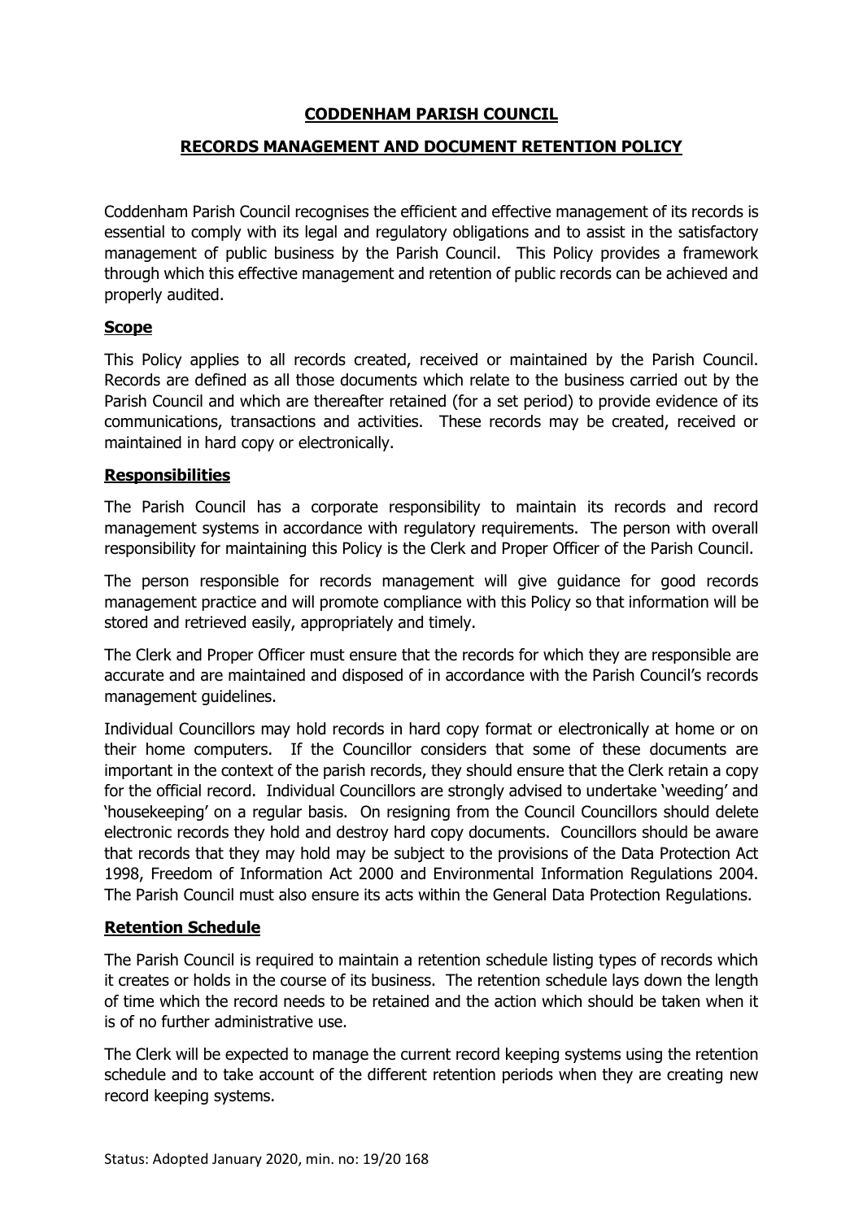# CODDENHAM PARISH COUNCIL

## RECORDS MANAGEMENT AND DOCUMENT RETENTION POLICY

Coddenham Parish Council recognises the efficient and effective management of its records is essential to comply with its legal and regulatory obligations and to assist in the satisfactory management of public business by the Parish Council. This Policy provides a framework through which this effective management and retention of public records can be achieved and properly audited.

### Scope

This Policy applies to all records created, received or maintained by the Parish Council. Records are defined as all those documents which relate to the business carried out by the Parish Council and which are thereafter retained (for a set period) to provide evidence of its communications, transactions and activities. These records may be created, received or maintained in hard copy or electronically.

### Responsibilities

The Parish Council has a corporate responsibility to maintain its records and record management systems in accordance with regulatory requirements. The person with overall responsibility for maintaining this Policy is the Clerk and Proper Officer of the Parish Council.

The person responsible for records management will give guidance for good records management practice and will promote compliance with this Policy so that information will be stored and retrieved easily, appropriately and timely.

The Clerk and Proper Officer must ensure that the records for which they are responsible are accurate and are maintained and disposed of in accordance with the Parish Council's records management guidelines.

Individual Councillors may hold records in hard copy format or electronically at home or on their home computers. If the Councillor considers that some of these documents are important in the context of the parish records, they should ensure that the Clerk retain a copy for the official record. Individual Councillors are strongly advised to undertake 'weeding' and 'housekeeping' on a regular basis. On resigning from the Council Councillors should delete electronic records they hold and destroy hard copy documents. Councillors should be aware that records that they may hold may be subject to the provisions of the Data Protection Act 1998, Freedom of Information Act 2000 and Environmental Information Regulations 2004. The Parish Council must also ensure its acts within the General Data Protection Regulations.

### Retention Schedule

The Parish Council is required to maintain a retention schedule listing types of records which it creates or holds in the course of its business. The retention schedule lays down the length of time which the record needs to be retained and the action which should be taken when it is of no further administrative use.

The Clerk will be expected to manage the current record keeping systems using the retention schedule and to take account of the different retention periods when they are creating new record keeping systems.

Status: Adopted January 2020, min. no: 19/20 168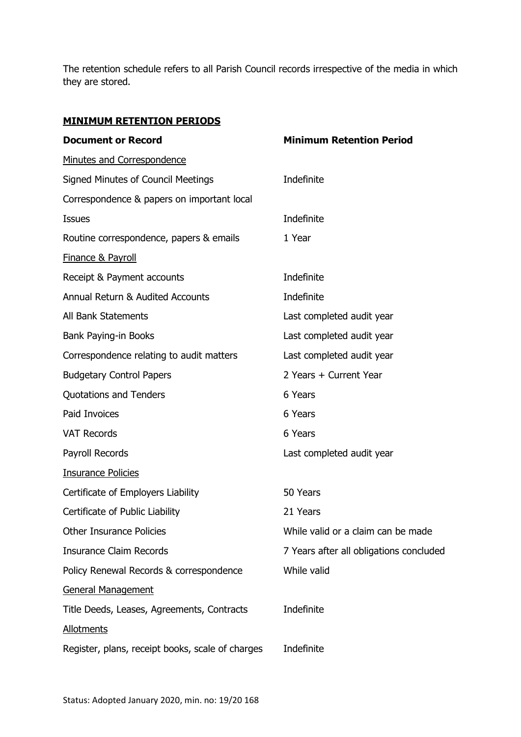The retention schedule refers to all Parish Council records irrespective of the media in which they are stored.

**MINIMUM RETENTION PERIODS**

| **Document or Record** | **Minimum Retention Period** |
| --- | --- |
| Minutes and Correspondence | |
| Signed Minutes of Council Meetings | Indefinite |
| Correspondence & papers on important local Issues | Indefinite |
| Routine correspondence, papers & emails | 1 Year |
| Finance & Payroll | |
| Receipt & Payment accounts | Indefinite |
| Annual Return & Audited Accounts | Indefinite |
| All Bank Statements | Last completed audit year |
| Bank Paying-in Books | Last completed audit year |
| Correspondence relating to audit matters | Last completed audit year |
| Budgetary Control Papers | 2 Years + Current Year |
| Quotations and Tenders | 6 Years |
| Paid Invoices | 6 Years |
| VAT Records | 6 Years |
| Payroll Records | Last completed audit year |
| Insurance Policies | |
| Certificate of Employers Liability | 50 Years |
| Certificate of Public Liability | 21 Years |
| Other Insurance Policies | While valid or a claim can be made |
| Insurance Claim Records | 7 Years after all obligations concluded |
| Policy Renewal Records & correspondence | While valid |
| General Management | |
| Title Deeds, Leases, Agreements, Contracts | Indefinite |
| Allotments | |
| Register, plans, receipt books, scale of charges | Indefinite |

Status: Adopted January 2020, min. no: 19/20 168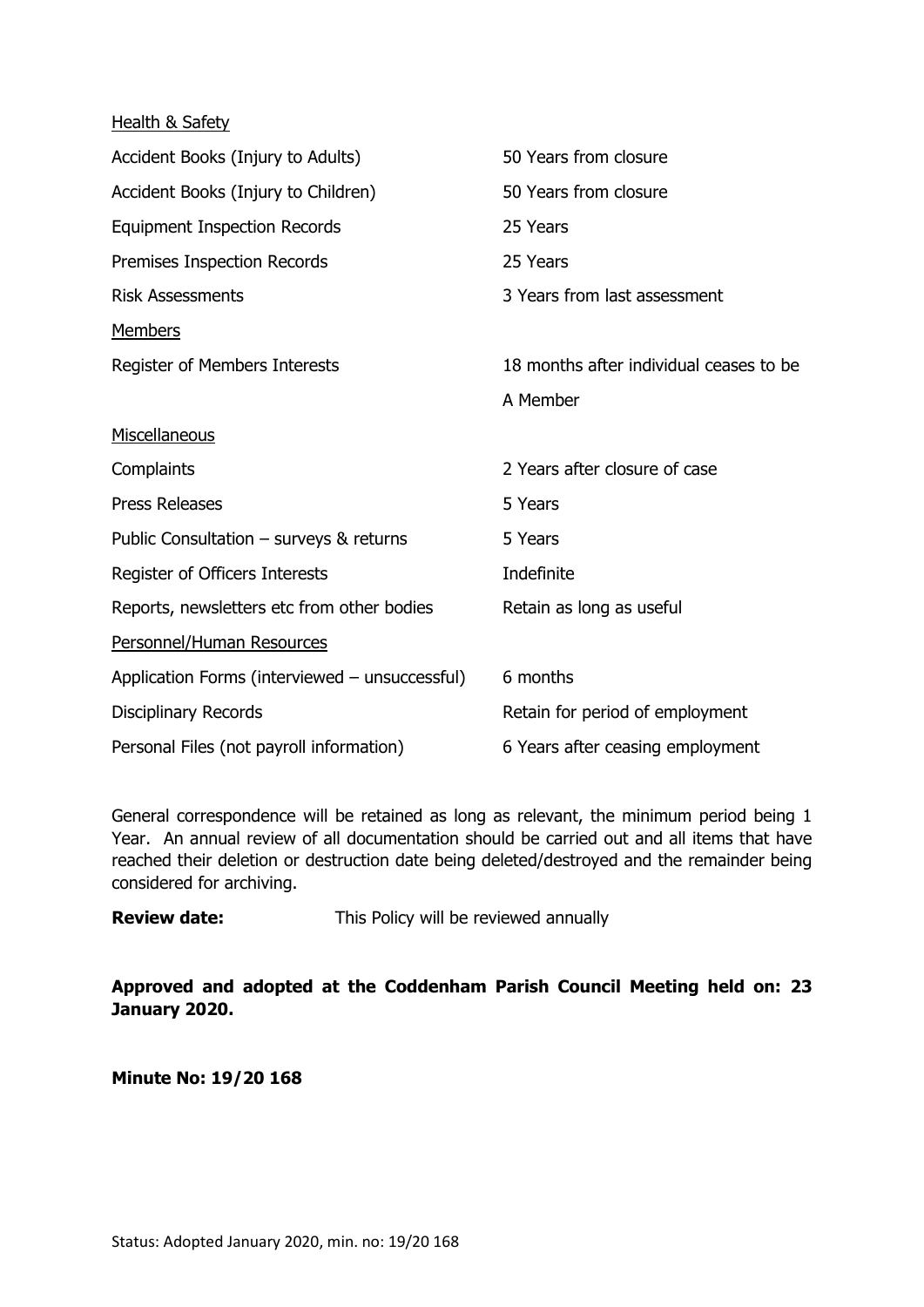| | |
|---|---|
| <u>Health & Safety</u> | |
| Accident Books (Injury to Adults) | 50 Years from closure |
| Accident Books (Injury to Children) | 50 Years from closure |
| Equipment Inspection Records | 25 Years |
| Premises Inspection Records | 25 Years |
| Risk Assessments | 3 Years from last assessment |
| <u>Members</u> | |
| Register of Members Interests | 18 months after individual ceases to be A Member |
| <u>Miscellaneous</u> | |
| Complaints | 2 Years after closure of case |
| Press Releases | 5 Years |
| Public Consultation – surveys & returns | 5 Years |
| Register of Officers Interests | Indefinite |
| Reports, newsletters etc from other bodies | Retain as long as useful |
| <u>Personnel/Human Resources</u> | |
| Application Forms (interviewed – unsuccessful) | 6 months |
| Disciplinary Records | Retain for period of employment |
| Personal Files (not payroll information) | 6 Years after ceasing employment |

General correspondence will be retained as long as relevant, the minimum period being 1 Year. An annual review of all documentation should be carried out and all items that have reached their deletion or destruction date being deleted/destroyed and the remainder being considered for archiving.

**Review date:** This Policy will be reviewed annually

**Approved and adopted at the Coddenham Parish Council Meeting held on: 23 January 2020.**

**Minute No: 19/20 168**

Status: Adopted January 2020, min. no: 19/20 168